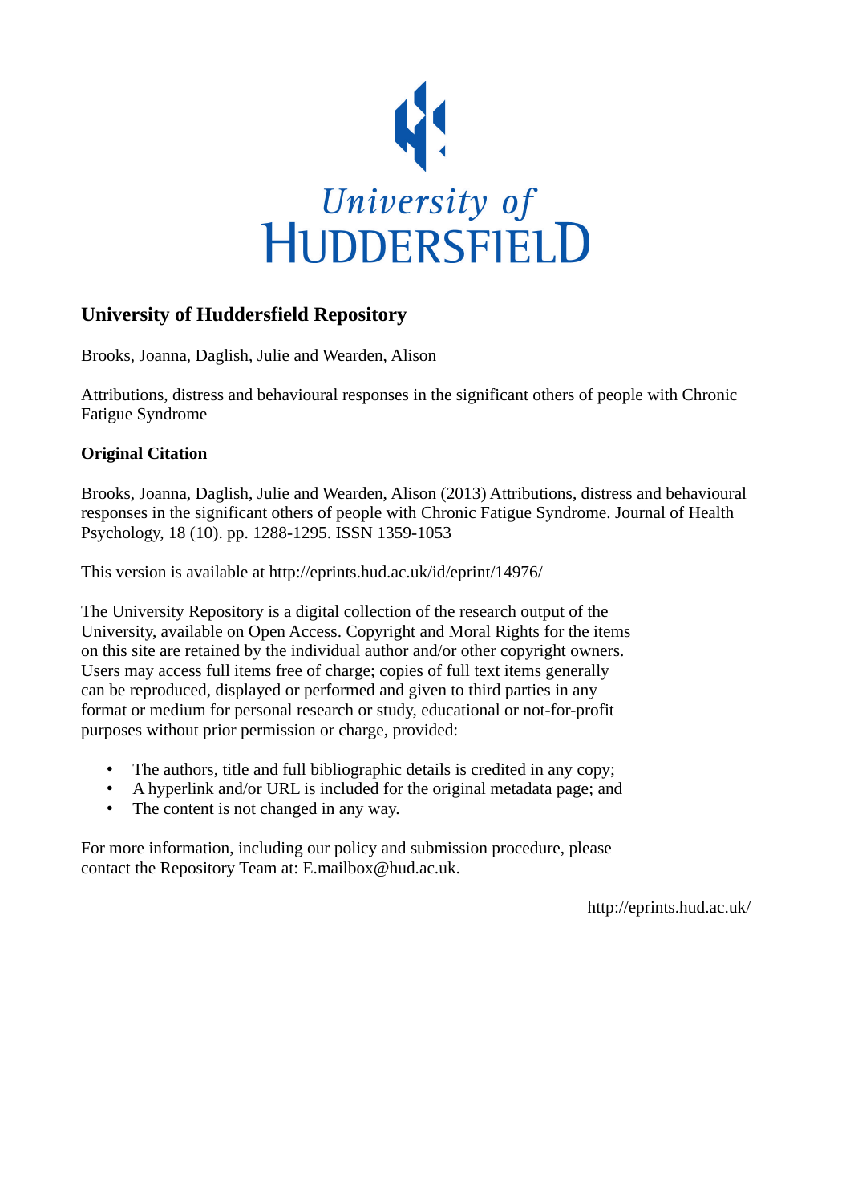University of Huddersfield

# University of Huddersfield Repository

Brooks, Joanna, Daglish, Julie and Wearden, Alison

Attributions, distress and behavioural responses in the significant others of people with Chronic Fatigue Syndrome

**Original Citation**

Brooks, Joanna, Daglish, Julie and Wearden, Alison (2013) Attributions, distress and behavioural responses in the significant others of people with Chronic Fatigue Syndrome. Journal of Health Psychology, 18 (10). pp. 1288-1295. ISSN 1359-1053

This version is available at http://eprints.hud.ac.uk/id/eprint/14976/

The University Repository is a digital collection of the research output of the University, available on Open Access. Copyright and Moral Rights for the items on this site are retained by the individual author and/or other copyright owners. Users may access full items free of charge; copies of full text items generally can be reproduced, displayed or performed and given to third parties in any format or medium for personal research or study, educational or not-for-profit purposes without prior permission or charge, provided:

- The authors, title and full bibliographic details is credited in any copy;
- A hyperlink and/or URL is included for the original metadata page; and
- The content is not changed in any way.

For more information, including our policy and submission procedure, please contact the Repository Team at: E.mailbox@hud.ac.uk.

http://eprints.hud.ac.uk/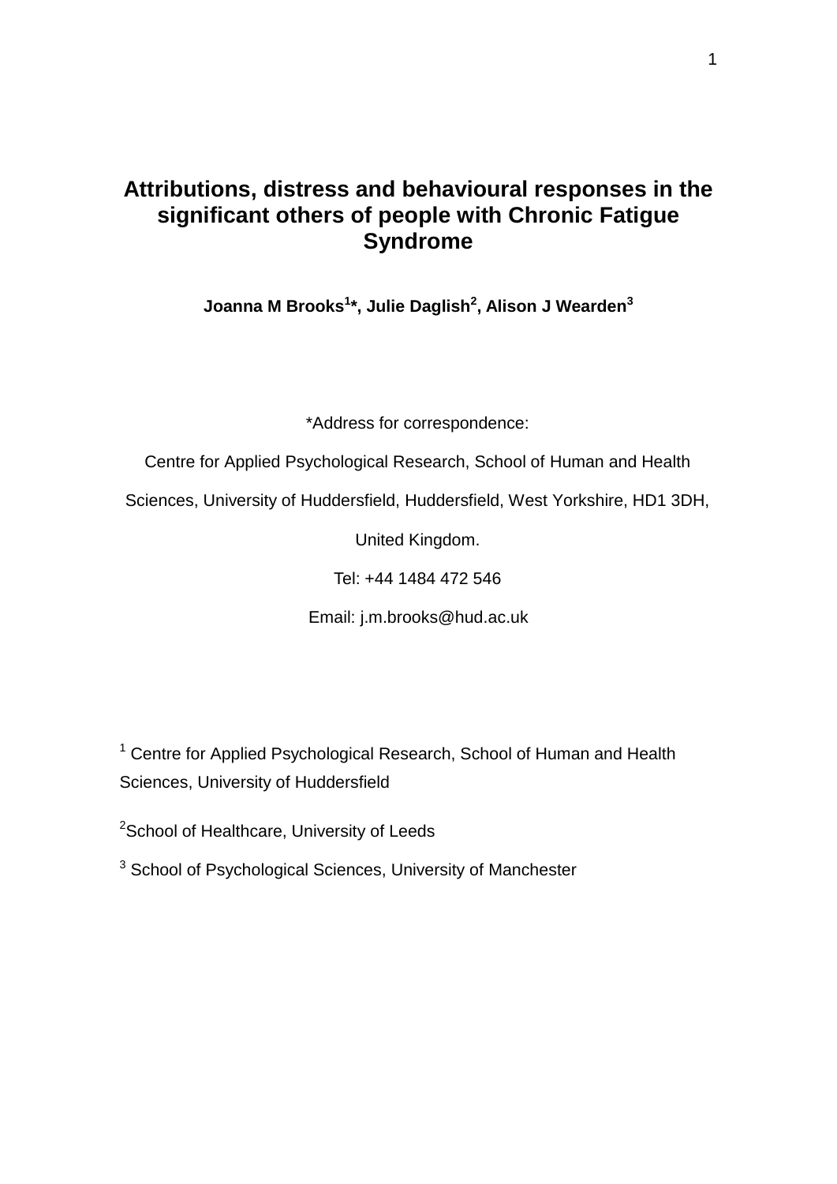# Attributions, distress and behavioural responses in the significant others of people with Chronic Fatigue Syndrome

**Joanna M Brooks[1]\*, Julie Daglish[2], Alison J Wearden[3]**

*Address for correspondence:

Centre for Applied Psychological Research, School of Human and Health Sciences, University of Huddersfield, Huddersfield, West Yorkshire, HD1 3DH, United Kingdom.

Tel: +44 1484 472 546

Email: j.m.brooks@hud.ac.uk

[1] Centre for Applied Psychological Research, School of Human and Health Sciences, University of Huddersfield

[2] School of Healthcare, University of Leeds

[3] School of Psychological Sciences, University of Manchester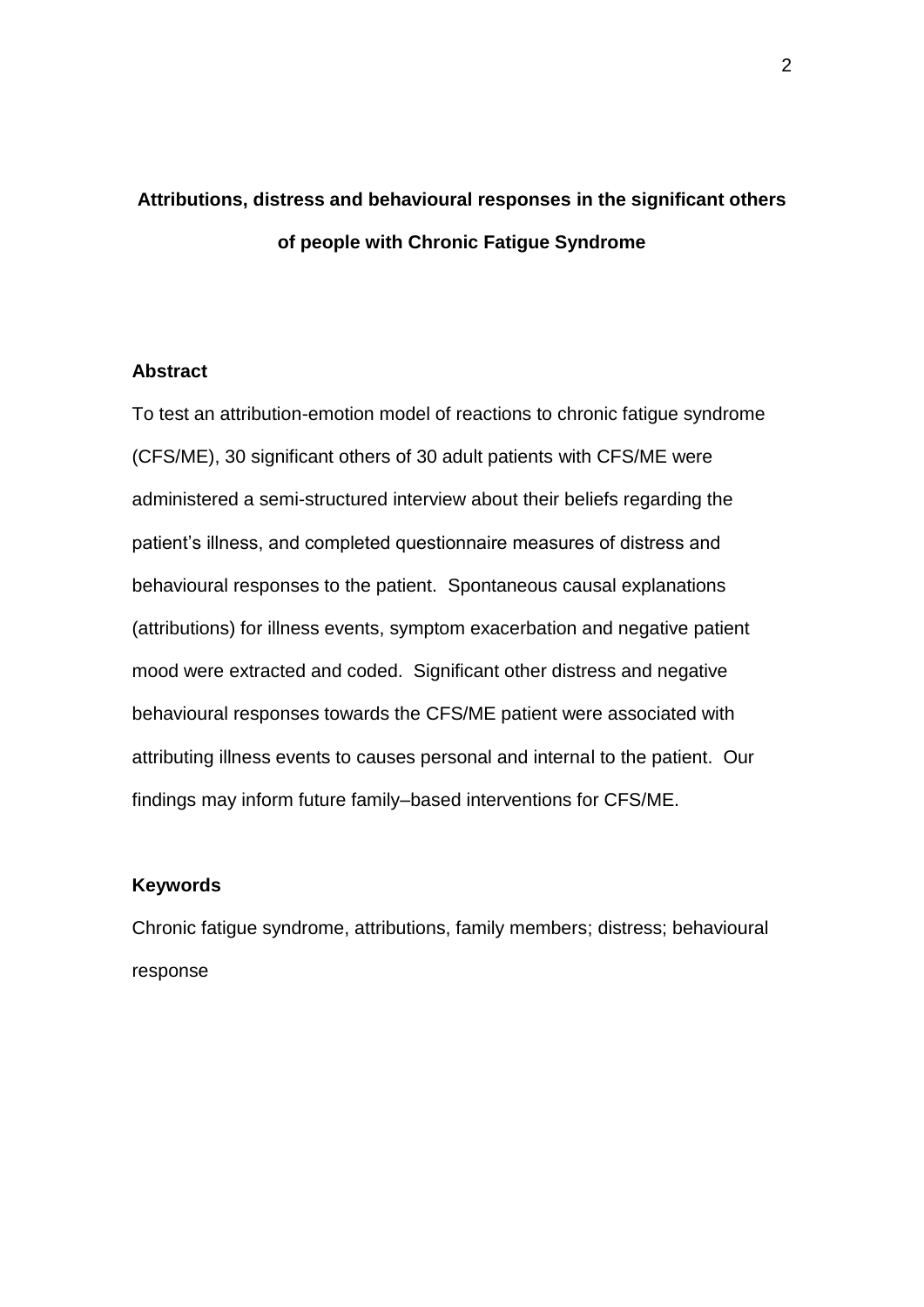# Attributions, distress and behavioural responses in the significant others of people with Chronic Fatigue Syndrome

## Abstract

To test an attribution-emotion model of reactions to chronic fatigue syndrome (CFS/ME), 30 significant others of 30 adult patients with CFS/ME were administered a semi-structured interview about their beliefs regarding the patient's illness, and completed questionnaire measures of distress and behavioural responses to the patient. Spontaneous causal explanations (attributions) for illness events, symptom exacerbation and negative patient mood were extracted and coded. Significant other distress and negative behavioural responses towards the CFS/ME patient were associated with attributing illness events to causes personal and internal to the patient. Our findings may inform future family–based interventions for CFS/ME.

## Keywords

Chronic fatigue syndrome, attributions, family members; distress; behavioural response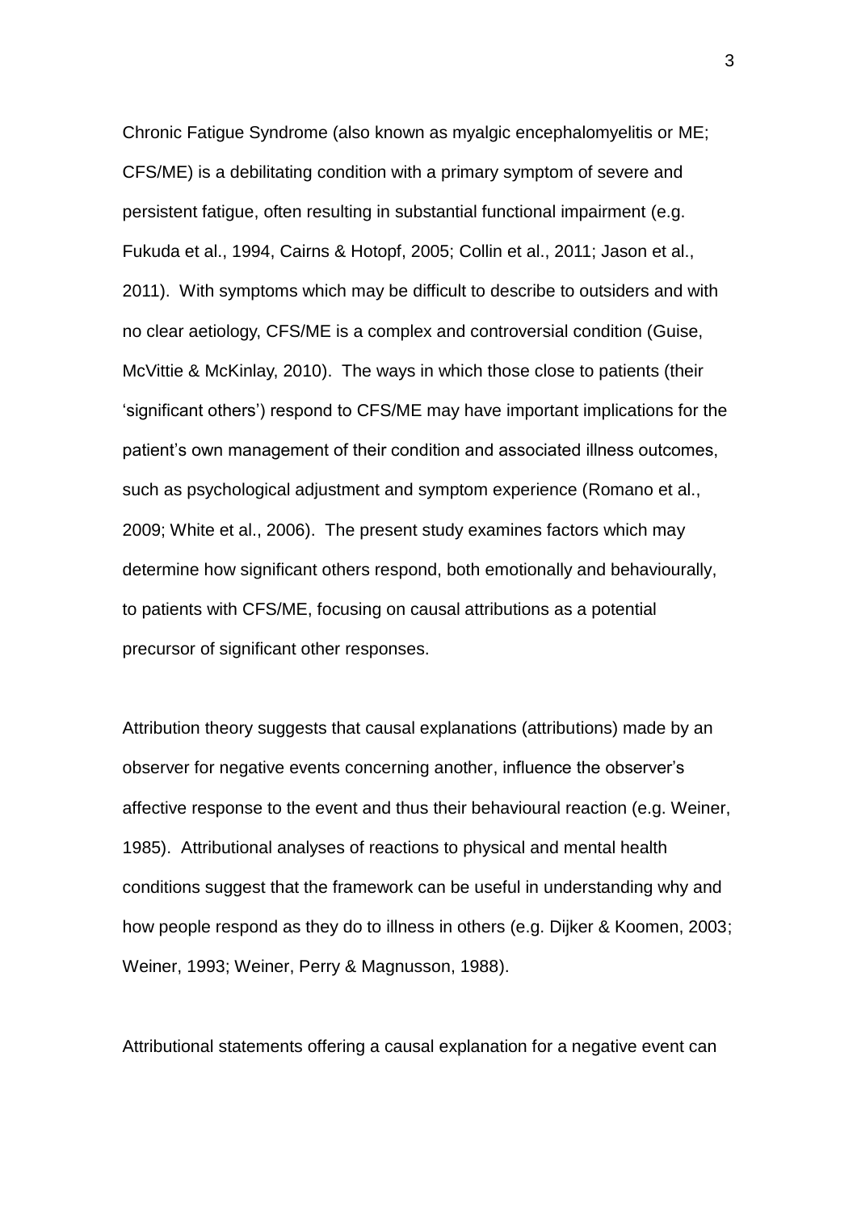Chronic Fatigue Syndrome (also known as myalgic encephalomyelitis or ME; CFS/ME) is a debilitating condition with a primary symptom of severe and persistent fatigue, often resulting in substantial functional impairment (e.g. Fukuda et al., 1994, Cairns & Hotopf, 2005; Collin et al., 2011; Jason et al., 2011). With symptoms which may be difficult to describe to outsiders and with no clear aetiology, CFS/ME is a complex and controversial condition (Guise, McVittie & McKinlay, 2010). The ways in which those close to patients (their 'significant others') respond to CFS/ME may have important implications for the patient's own management of their condition and associated illness outcomes, such as psychological adjustment and symptom experience (Romano et al., 2009; White et al., 2006). The present study examines factors which may determine how significant others respond, both emotionally and behaviourally, to patients with CFS/ME, focusing on causal attributions as a potential precursor of significant other responses.

Attribution theory suggests that causal explanations (attributions) made by an observer for negative events concerning another, influence the observer's affective response to the event and thus their behavioural reaction (e.g. Weiner, 1985). Attributional analyses of reactions to physical and mental health conditions suggest that the framework can be useful in understanding why and how people respond as they do to illness in others (e.g. Dijker & Koomen, 2003; Weiner, 1993; Weiner, Perry & Magnusson, 1988).

Attributional statements offering a causal explanation for a negative event can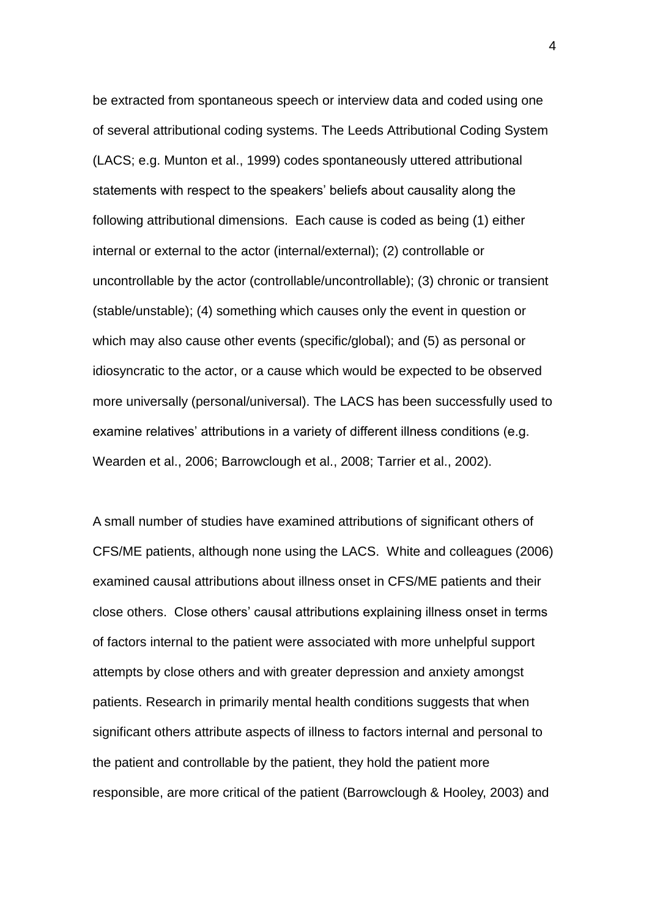be extracted from spontaneous speech or interview data and coded using one of several attributional coding systems. The Leeds Attributional Coding System (LACS; e.g. Munton et al., 1999) codes spontaneously uttered attributional statements with respect to the speakers' beliefs about causality along the following attributional dimensions. Each cause is coded as being (1) either internal or external to the actor (internal/external); (2) controllable or uncontrollable by the actor (controllable/uncontrollable); (3) chronic or transient (stable/unstable); (4) something which causes only the event in question or which may also cause other events (specific/global); and (5) as personal or idiosyncratic to the actor, or a cause which would be expected to be observed more universally (personal/universal). The LACS has been successfully used to examine relatives' attributions in a variety of different illness conditions (e.g. Wearden et al., 2006; Barrowclough et al., 2008; Tarrier et al., 2002).

A small number of studies have examined attributions of significant others of CFS/ME patients, although none using the LACS. White and colleagues (2006) examined causal attributions about illness onset in CFS/ME patients and their close others. Close others' causal attributions explaining illness onset in terms of factors internal to the patient were associated with more unhelpful support attempts by close others and with greater depression and anxiety amongst patients. Research in primarily mental health conditions suggests that when significant others attribute aspects of illness to factors internal and personal to the patient and controllable by the patient, they hold the patient more responsible, are more critical of the patient (Barrowclough & Hooley, 2003) and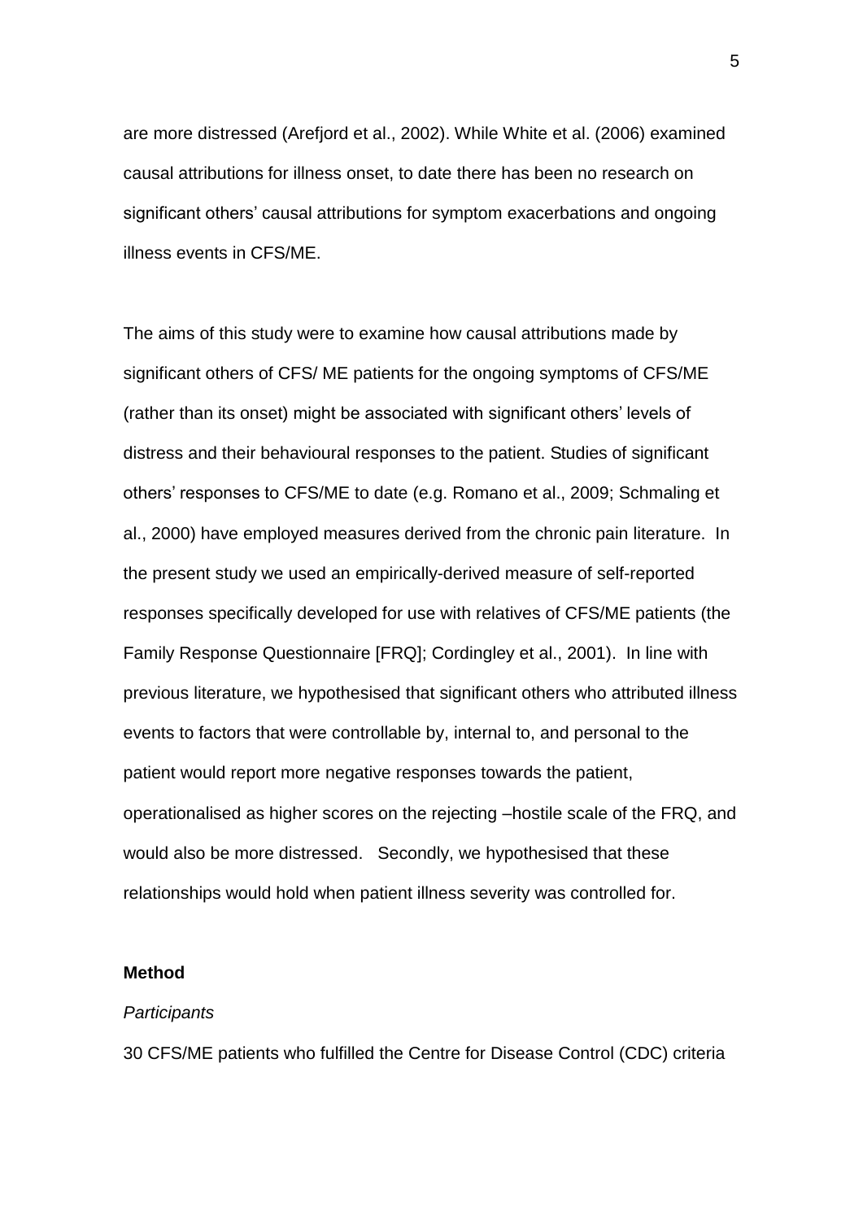are more distressed (Arefjord et al., 2002). While White et al. (2006) examined causal attributions for illness onset, to date there has been no research on significant others' causal attributions for symptom exacerbations and ongoing illness events in CFS/ME.

The aims of this study were to examine how causal attributions made by significant others of CFS/ ME patients for the ongoing symptoms of CFS/ME (rather than its onset) might be associated with significant others' levels of distress and their behavioural responses to the patient. Studies of significant others' responses to CFS/ME to date (e.g. Romano et al., 2009; Schmaling et al., 2000) have employed measures derived from the chronic pain literature. In the present study we used an empirically-derived measure of self-reported responses specifically developed for use with relatives of CFS/ME patients (the Family Response Questionnaire [FRQ]; Cordingley et al., 2001). In line with previous literature, we hypothesised that significant others who attributed illness events to factors that were controllable by, internal to, and personal to the patient would report more negative responses towards the patient, operationalised as higher scores on the rejecting –hostile scale of the FRQ, and would also be more distressed. Secondly, we hypothesised that these relationships would hold when patient illness severity was controlled for.

## Method

### *Participants*

30 CFS/ME patients who fulfilled the Centre for Disease Control (CDC) criteria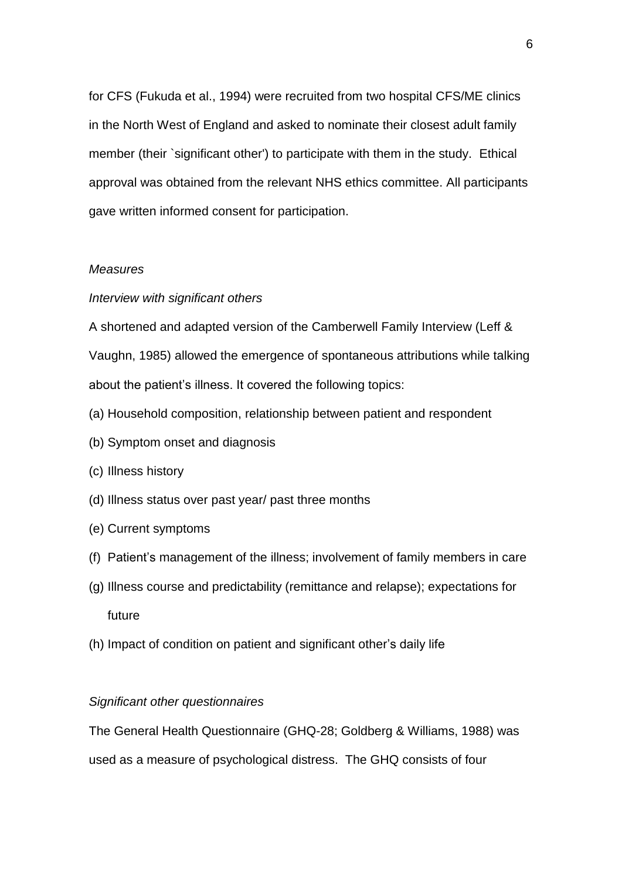for CFS (Fukuda et al., 1994) were recruited from two hospital CFS/ME clinics in the North West of England and asked to nominate their closest adult family member (their `significant other') to participate with them in the study. Ethical approval was obtained from the relevant NHS ethics committee. All participants gave written informed consent for participation.

*Measures*

*Interview with significant others*

A shortened and adapted version of the Camberwell Family Interview (Leff & Vaughn, 1985) allowed the emergence of spontaneous attributions while talking about the patient's illness. It covered the following topics:

(a) Household composition, relationship between patient and respondent

(b) Symptom onset and diagnosis

(c) Illness history

(d) Illness status over past year/ past three months

(e) Current symptoms

(f) Patient's management of the illness; involvement of family members in care

(g) Illness course and predictability (remittance and relapse); expectations for future

(h) Impact of condition on patient and significant other's daily life

*Significant other questionnaires*

The General Health Questionnaire (GHQ-28; Goldberg & Williams, 1988) was used as a measure of psychological distress. The GHQ consists of four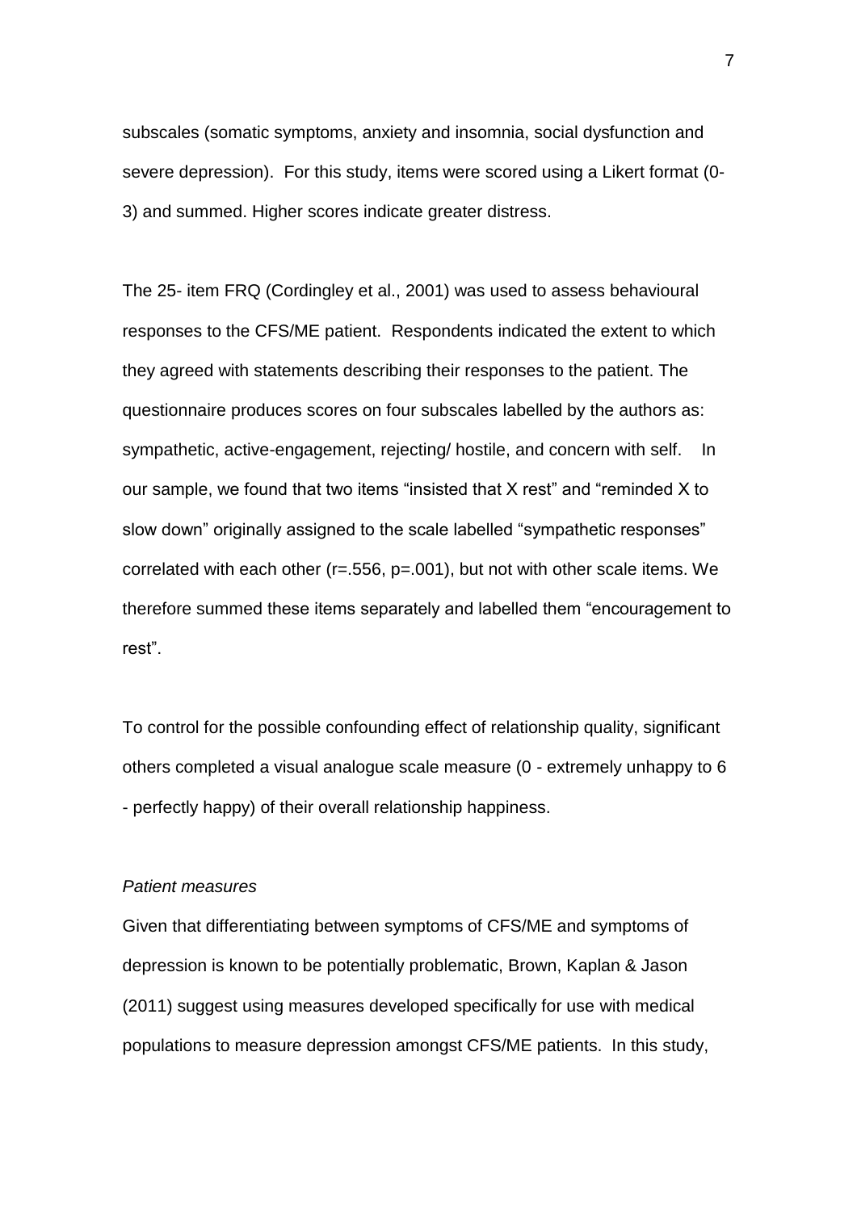subscales (somatic symptoms, anxiety and insomnia, social dysfunction and severe depression). For this study, items were scored using a Likert format (0-3) and summed. Higher scores indicate greater distress.

The 25- item FRQ (Cordingley et al., 2001) was used to assess behavioural responses to the CFS/ME patient. Respondents indicated the extent to which they agreed with statements describing their responses to the patient. The questionnaire produces scores on four subscales labelled by the authors as: sympathetic, active-engagement, rejecting/ hostile, and concern with self. In our sample, we found that two items "insisted that X rest" and "reminded X to slow down" originally assigned to the scale labelled "sympathetic responses" correlated with each other ($r=.556$, $p=.001$), but not with other scale items. We therefore summed these items separately and labelled them "encouragement to rest".

To control for the possible confounding effect of relationship quality, significant others completed a visual analogue scale measure (0 - extremely unhappy to 6 - perfectly happy) of their overall relationship happiness.

*Patient measures*

Given that differentiating between symptoms of CFS/ME and symptoms of depression is known to be potentially problematic, Brown, Kaplan & Jason (2011) suggest using measures developed specifically for use with medical populations to measure depression amongst CFS/ME patients. In this study,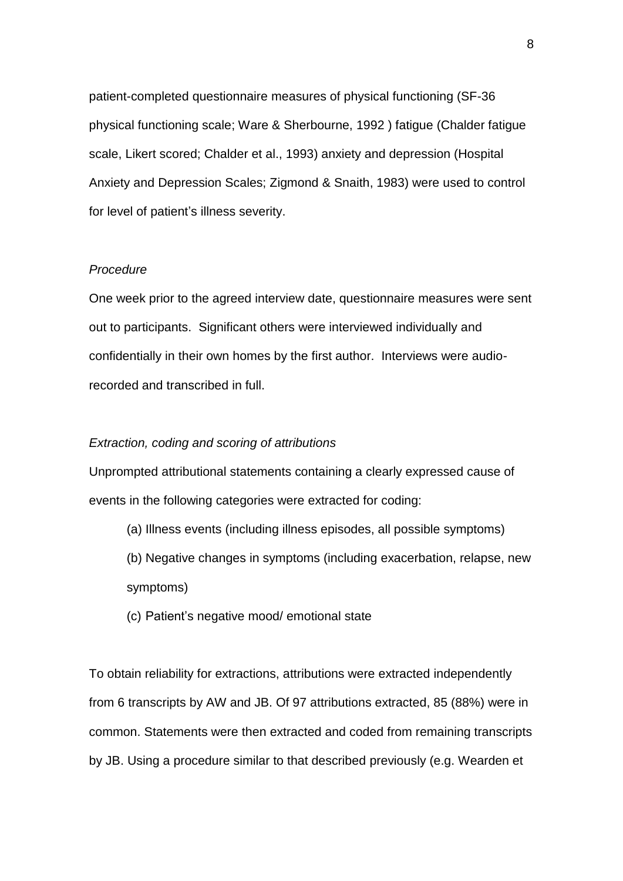patient-completed questionnaire measures of physical functioning (SF-36 physical functioning scale; Ware & Sherbourne, 1992 ) fatigue (Chalder fatigue scale, Likert scored; Chalder et al., 1993) anxiety and depression (Hospital Anxiety and Depression Scales; Zigmond & Snaith, 1983) were used to control for level of patient's illness severity.

*Procedure*

One week prior to the agreed interview date, questionnaire measures were sent out to participants. Significant others were interviewed individually and confidentially in their own homes by the first author. Interviews were audio-recorded and transcribed in full.

*Extraction, coding and scoring of attributions*

Unprompted attributional statements containing a clearly expressed cause of events in the following categories were extracted for coding:

(a) Illness events (including illness episodes, all possible symptoms)

(b) Negative changes in symptoms (including exacerbation, relapse, new symptoms)

(c) Patient's negative mood/ emotional state

To obtain reliability for extractions, attributions were extracted independently from 6 transcripts by AW and JB. Of 97 attributions extracted, 85 (88%) were in common. Statements were then extracted and coded from remaining transcripts by JB. Using a procedure similar to that described previously (e.g. Wearden et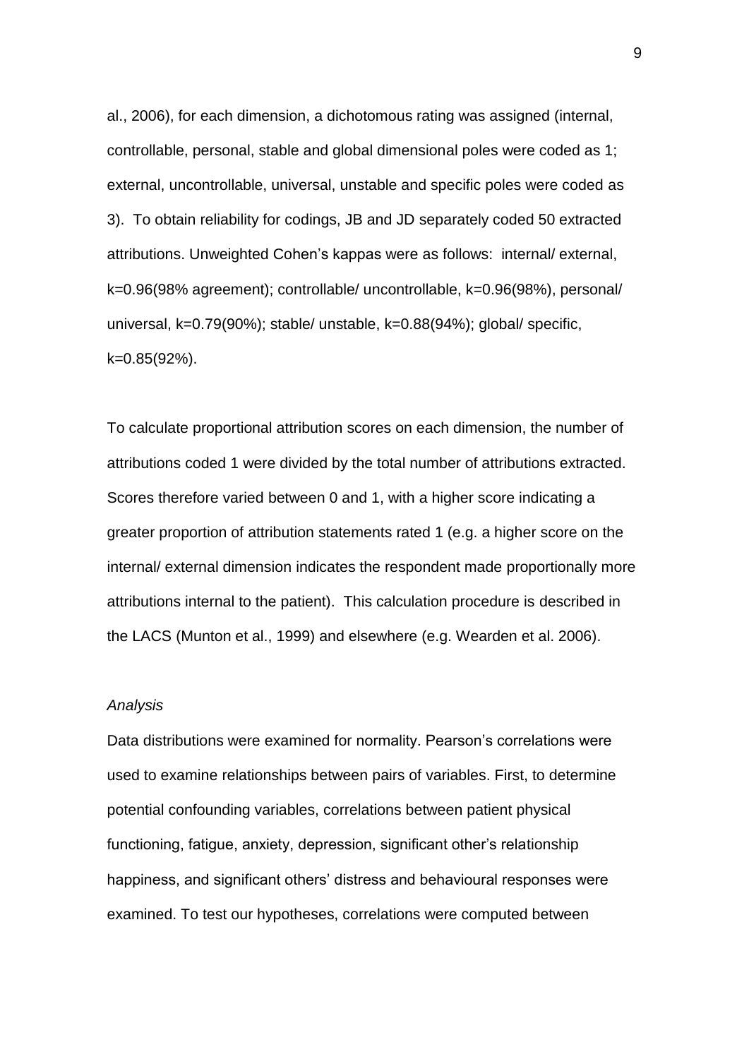al., 2006), for each dimension, a dichotomous rating was assigned (internal, controllable, personal, stable and global dimensional poles were coded as 1; external, uncontrollable, universal, unstable and specific poles were coded as 3). To obtain reliability for codings, JB and JD separately coded 50 extracted attributions. Unweighted Cohen's kappas were as follows: internal/ external, k=0.96(98% agreement); controllable/ uncontrollable, k=0.96(98%), personal/ universal, k=0.79(90%); stable/ unstable, k=0.88(94%); global/ specific, k=0.85(92%).

To calculate proportional attribution scores on each dimension, the number of attributions coded 1 were divided by the total number of attributions extracted. Scores therefore varied between 0 and 1, with a higher score indicating a greater proportion of attribution statements rated 1 (e.g. a higher score on the internal/ external dimension indicates the respondent made proportionally more attributions internal to the patient). This calculation procedure is described in the LACS (Munton et al., 1999) and elsewhere (e.g. Wearden et al. 2006).

*Analysis*

Data distributions were examined for normality. Pearson's correlations were used to examine relationships between pairs of variables. First, to determine potential confounding variables, correlations between patient physical functioning, fatigue, anxiety, depression, significant other's relationship happiness, and significant others' distress and behavioural responses were examined. To test our hypotheses, correlations were computed between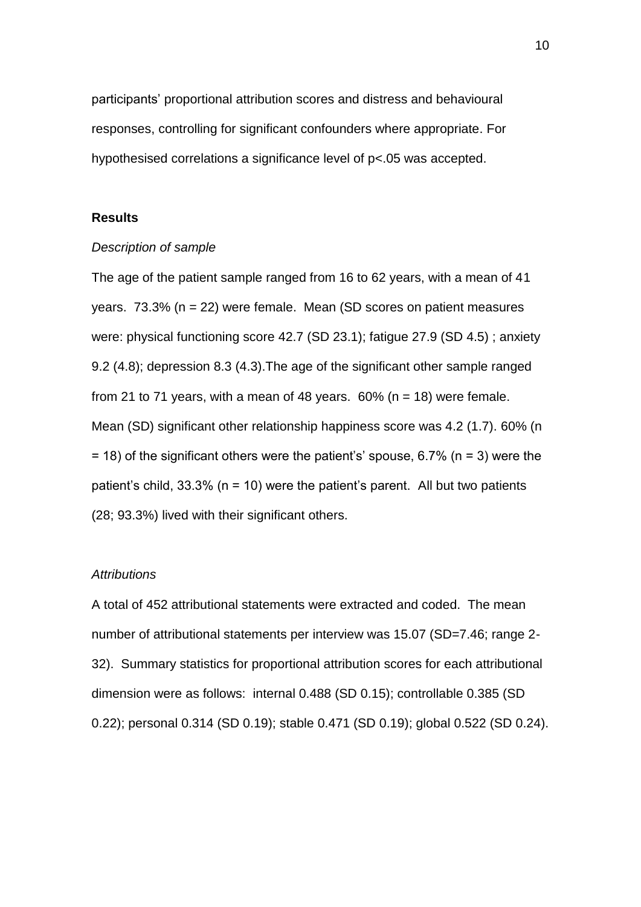participants' proportional attribution scores and distress and behavioural responses, controlling for significant confounders where appropriate. For hypothesised correlations a significance level of $p<.05$ was accepted.

## Results

*Description of sample*

The age of the patient sample ranged from 16 to 62 years, with a mean of 41 years. 73.3% (n = 22) were female. Mean (SD scores on patient measures were: physical functioning score 42.7 (SD 23.1); fatigue 27.9 (SD 4.5) ; anxiety 9.2 (4.8); depression 8.3 (4.3).The age of the significant other sample ranged from 21 to 71 years, with a mean of 48 years. 60% (n = 18) were female. Mean (SD) significant other relationship happiness score was 4.2 (1.7). 60% (n = 18) of the significant others were the patient's' spouse, 6.7% (n = 3) were the patient's child, 33.3% (n = 10) were the patient's parent. All but two patients (28; 93.3%) lived with their significant others.

*Attributions*

A total of 452 attributional statements were extracted and coded. The mean number of attributional statements per interview was 15.07 (SD=7.46; range 2-32). Summary statistics for proportional attribution scores for each attributional dimension were as follows: internal 0.488 (SD 0.15); controllable 0.385 (SD 0.22); personal 0.314 (SD 0.19); stable 0.471 (SD 0.19); global 0.522 (SD 0.24).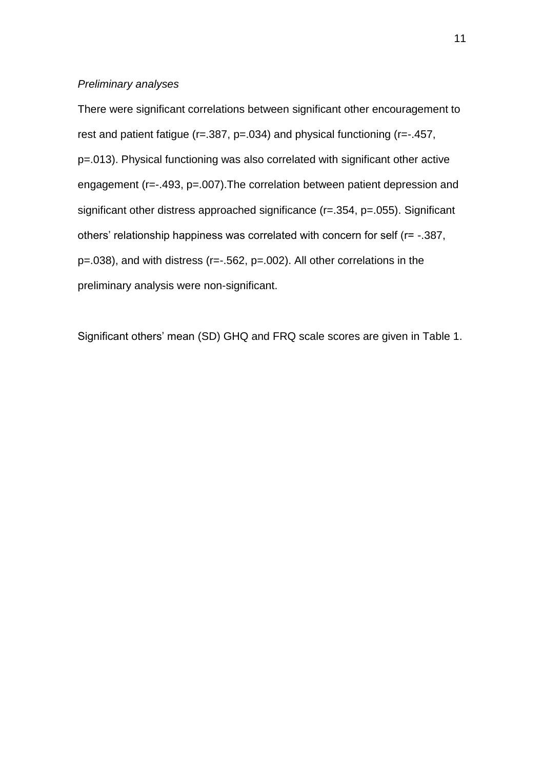*Preliminary analyses*

There were significant correlations between significant other encouragement to rest and patient fatigue ($r=.387$, $p=.034$) and physical functioning ($r=-.457$, $p=.013$). Physical functioning was also correlated with significant other active engagement ($r=-.493$, $p=.007$).The correlation between patient depression and significant other distress approached significance ($r=.354$, $p=.055$). Significant others' relationship happiness was correlated with concern for self ($r= -.387$, $p=.038$), and with distress ($r=-.562$, $p=.002$). All other correlations in the preliminary analysis were non-significant.

Significant others' mean (SD) GHQ and FRQ scale scores are given in Table 1.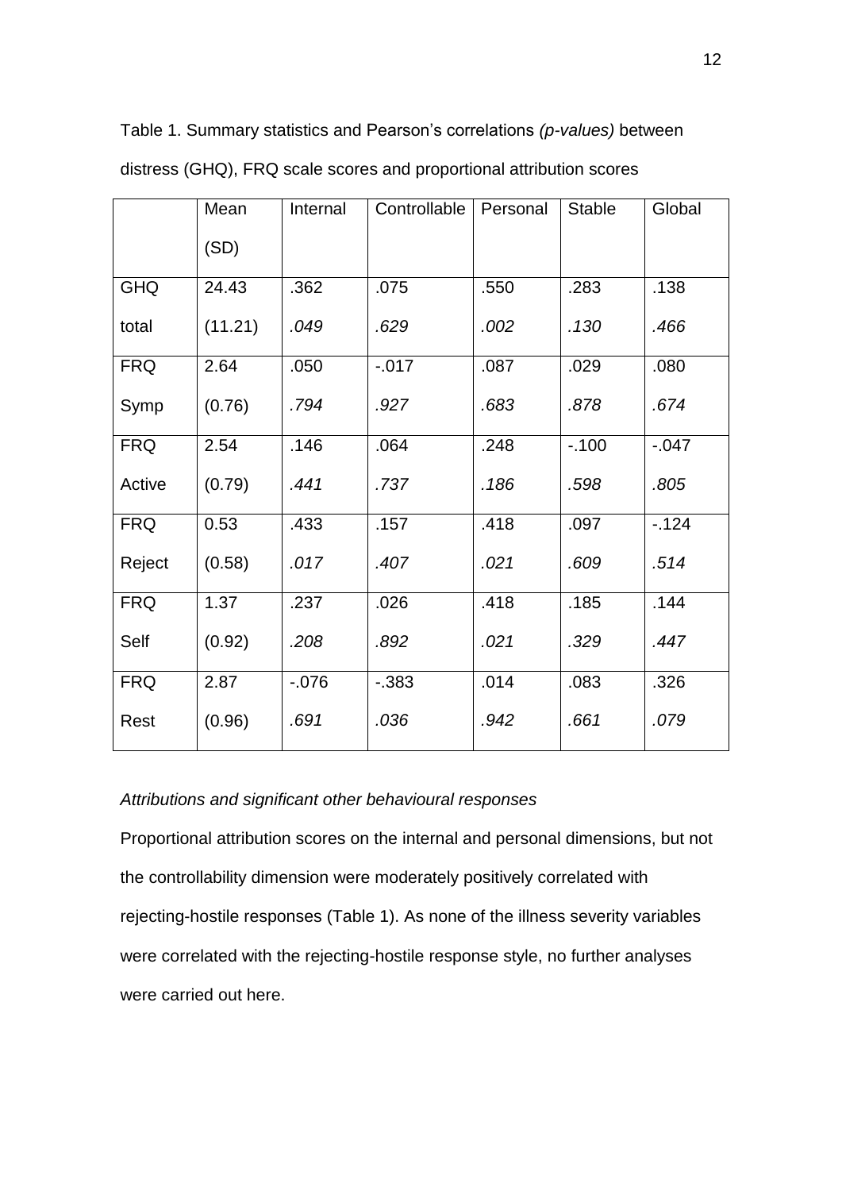Table 1. Summary statistics and Pearson's correlations *(p-values)* between distress (GHQ), FRQ scale scores and proportional attribution scores

| | Mean (SD) | Internal | Controllable | Personal | Stable | Global |
|---|---|---|---|---|---|---|
| GHQ total | 24.43 (11.21) | .362 *.049* | .075 *.629* | .550 *.002* | .283 *.130* | .138 *.466* |
| FRQ Symp | 2.64 (0.76) | .050 *.794* | -.017 *.927* | .087 *.683* | .029 *.878* | .080 *.674* |
| FRQ Active | 2.54 (0.79) | .146 *.441* | .064 *.737* | .248 *.186* | -.100 *.598* | -.047 *.805* |
| FRQ Reject | 0.53 (0.58) | .433 *.017* | .157 *.407* | .418 *.021* | .097 *.609* | -.124 *.514* |
| FRQ Self | 1.37 (0.92) | .237 *.208* | .026 *.892* | .418 *.021* | .185 *.329* | .144 *.447* |
| FRQ Rest | 2.87 (0.96) | -.076 *.691* | -.383 *.036* | .014 *.942* | .083 *.661* | .326 *.079* |

*Attributions and significant other behavioural responses*

Proportional attribution scores on the internal and personal dimensions, but not the controllability dimension were moderately positively correlated with rejecting-hostile responses (Table 1). As none of the illness severity variables were correlated with the rejecting-hostile response style, no further analyses were carried out here.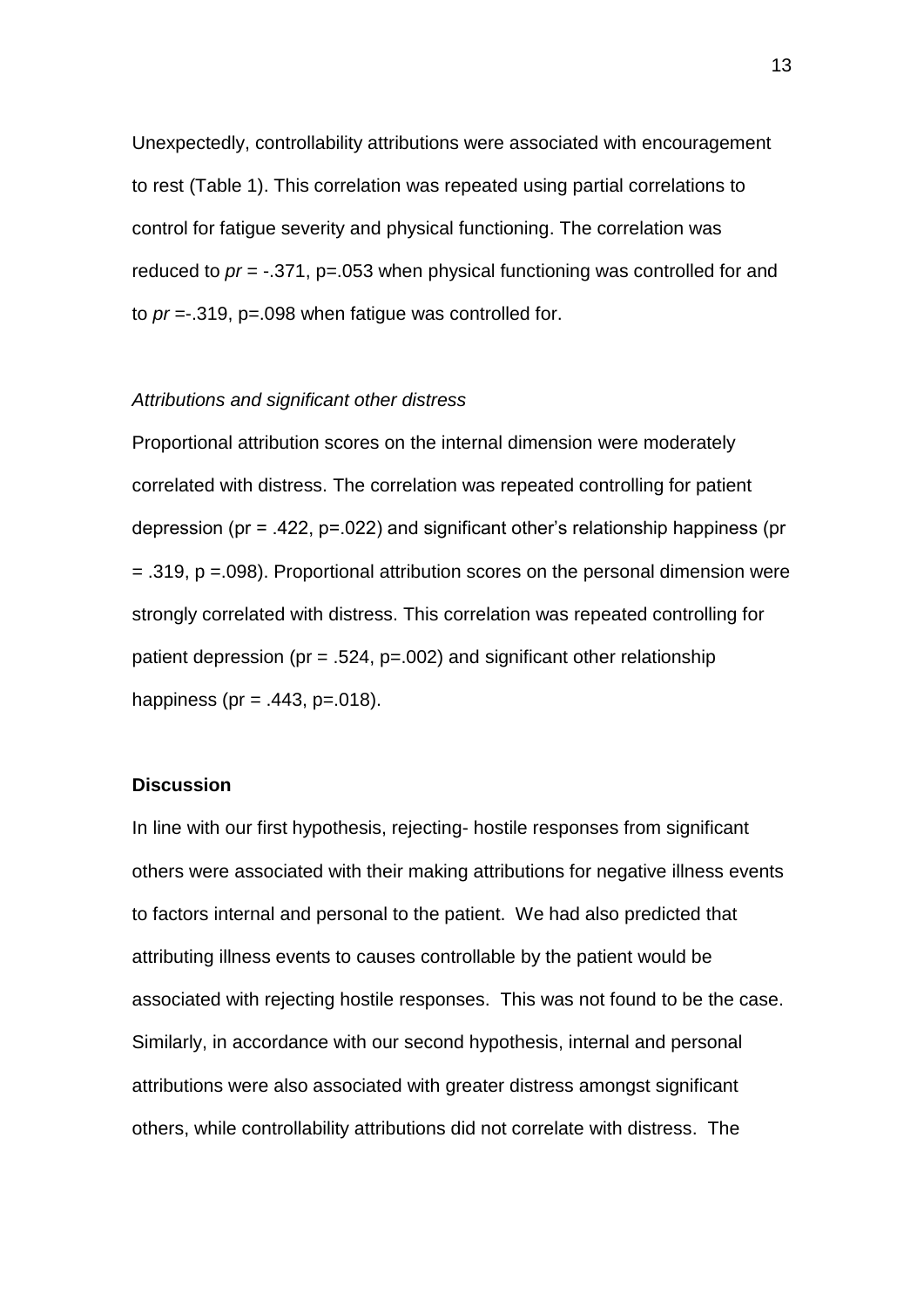Unexpectedly, controllability attributions were associated with encouragement to rest (Table 1). This correlation was repeated using partial correlations to control for fatigue severity and physical functioning. The correlation was reduced to $pr$ = -.371, p=.053 when physical functioning was controlled for and to $pr$ =-.319, p=.098 when fatigue was controlled for.

*Attributions and significant other distress*

Proportional attribution scores on the internal dimension were moderately correlated with distress. The correlation was repeated controlling for patient depression (pr = .422, p=.022) and significant other's relationship happiness (pr = .319, p =.098). Proportional attribution scores on the personal dimension were strongly correlated with distress. This correlation was repeated controlling for patient depression (pr = .524, p=.002) and significant other relationship happiness (pr = .443, p=.018).

**Discussion**

In line with our first hypothesis, rejecting- hostile responses from significant others were associated with their making attributions for negative illness events to factors internal and personal to the patient. We had also predicted that attributing illness events to causes controllable by the patient would be associated with rejecting hostile responses. This was not found to be the case. Similarly, in accordance with our second hypothesis, internal and personal attributions were also associated with greater distress amongst significant others, while controllability attributions did not correlate with distress. The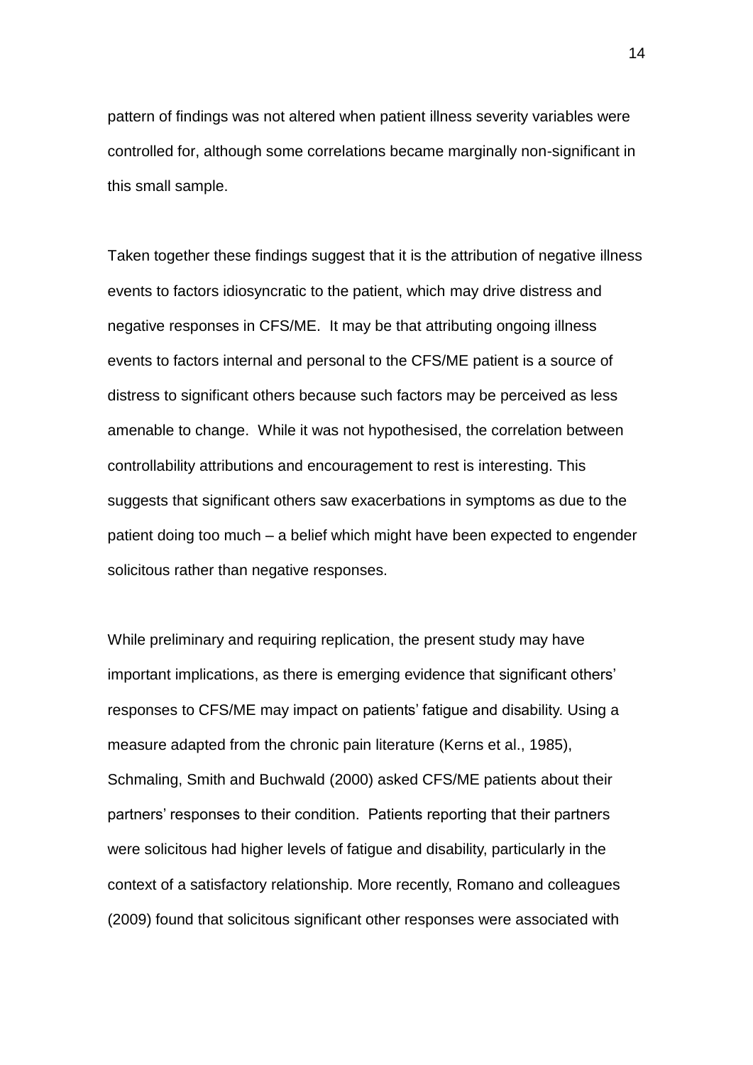pattern of findings was not altered when patient illness severity variables were controlled for, although some correlations became marginally non-significant in this small sample.

Taken together these findings suggest that it is the attribution of negative illness events to factors idiosyncratic to the patient, which may drive distress and negative responses in CFS/ME. It may be that attributing ongoing illness events to factors internal and personal to the CFS/ME patient is a source of distress to significant others because such factors may be perceived as less amenable to change. While it was not hypothesised, the correlation between controllability attributions and encouragement to rest is interesting. This suggests that significant others saw exacerbations in symptoms as due to the patient doing too much – a belief which might have been expected to engender solicitous rather than negative responses.

While preliminary and requiring replication, the present study may have important implications, as there is emerging evidence that significant others' responses to CFS/ME may impact on patients' fatigue and disability. Using a measure adapted from the chronic pain literature (Kerns et al., 1985), Schmaling, Smith and Buchwald (2000) asked CFS/ME patients about their partners' responses to their condition. Patients reporting that their partners were solicitous had higher levels of fatigue and disability, particularly in the context of a satisfactory relationship. More recently, Romano and colleagues (2009) found that solicitous significant other responses were associated with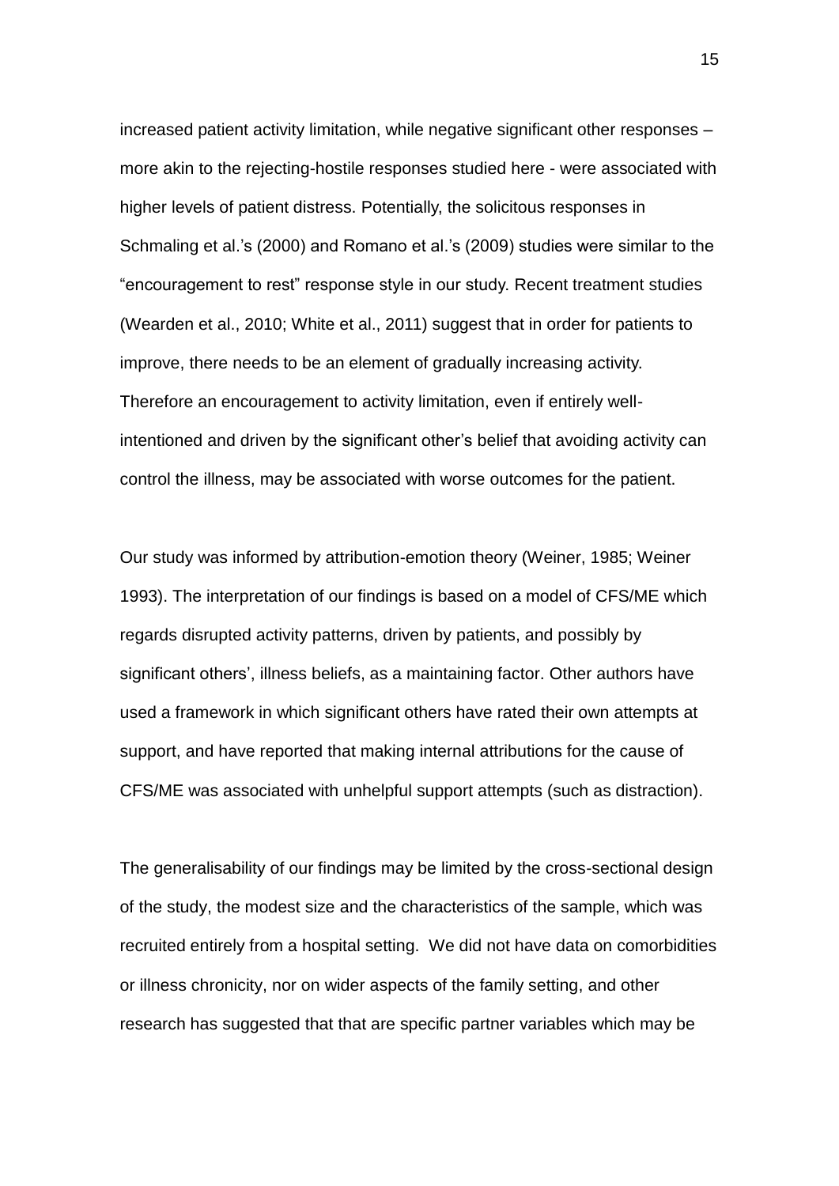increased patient activity limitation, while negative significant other responses – more akin to the rejecting-hostile responses studied here - were associated with higher levels of patient distress. Potentially, the solicitous responses in Schmaling et al.'s (2000) and Romano et al.'s (2009) studies were similar to the "encouragement to rest" response style in our study. Recent treatment studies (Wearden et al., 2010; White et al., 2011) suggest that in order for patients to improve, there needs to be an element of gradually increasing activity. Therefore an encouragement to activity limitation, even if entirely well-intentioned and driven by the significant other's belief that avoiding activity can control the illness, may be associated with worse outcomes for the patient.

Our study was informed by attribution-emotion theory (Weiner, 1985; Weiner 1993). The interpretation of our findings is based on a model of CFS/ME which regards disrupted activity patterns, driven by patients, and possibly by significant others', illness beliefs, as a maintaining factor. Other authors have used a framework in which significant others have rated their own attempts at support, and have reported that making internal attributions for the cause of CFS/ME was associated with unhelpful support attempts (such as distraction).

The generalisability of our findings may be limited by the cross-sectional design of the study, the modest size and the characteristics of the sample, which was recruited entirely from a hospital setting. We did not have data on comorbidities or illness chronicity, nor on wider aspects of the family setting, and other research has suggested that that are specific partner variables which may be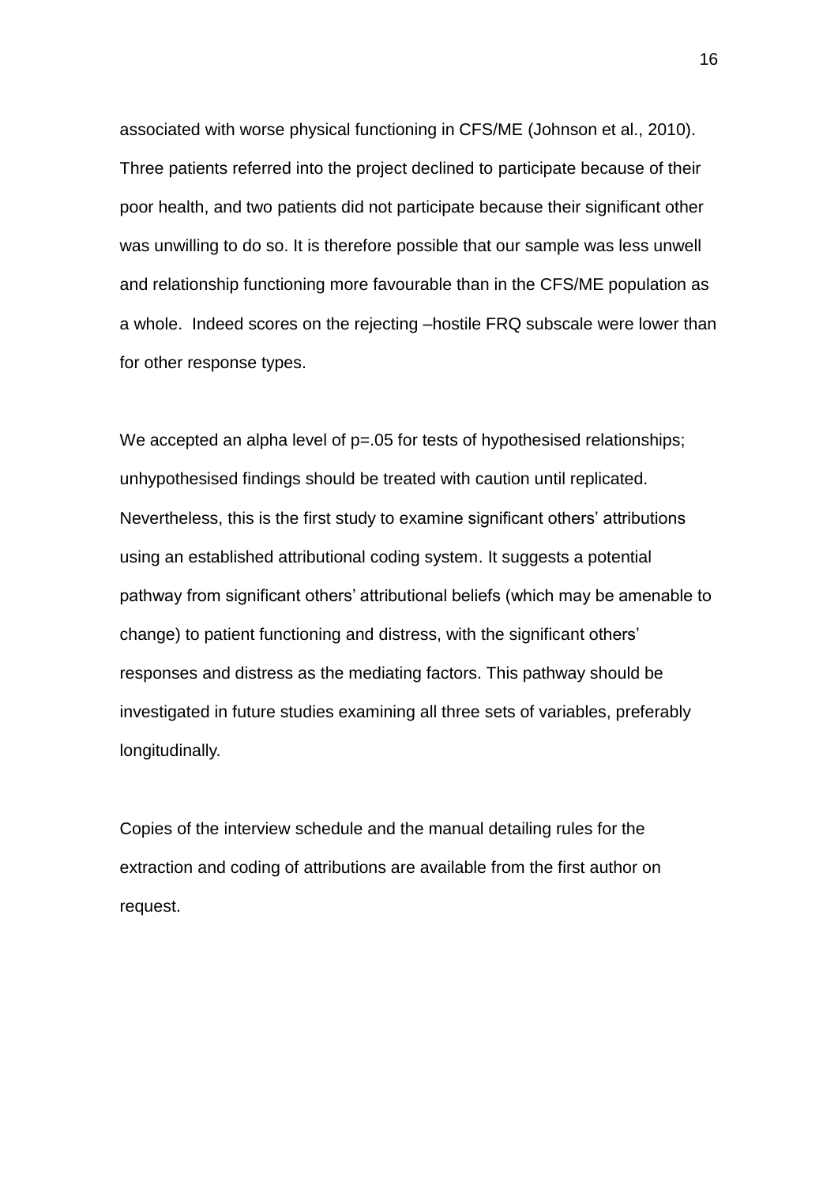associated with worse physical functioning in CFS/ME (Johnson et al., 2010). Three patients referred into the project declined to participate because of their poor health, and two patients did not participate because their significant other was unwilling to do so. It is therefore possible that our sample was less unwell and relationship functioning more favourable than in the CFS/ME population as a whole. Indeed scores on the rejecting –hostile FRQ subscale were lower than for other response types.

We accepted an alpha level of $p=.05$ for tests of hypothesised relationships; unhypothesised findings should be treated with caution until replicated. Nevertheless, this is the first study to examine significant others' attributions using an established attributional coding system. It suggests a potential pathway from significant others' attributional beliefs (which may be amenable to change) to patient functioning and distress, with the significant others' responses and distress as the mediating factors. This pathway should be investigated in future studies examining all three sets of variables, preferably longitudinally.

Copies of the interview schedule and the manual detailing rules for the extraction and coding of attributions are available from the first author on request.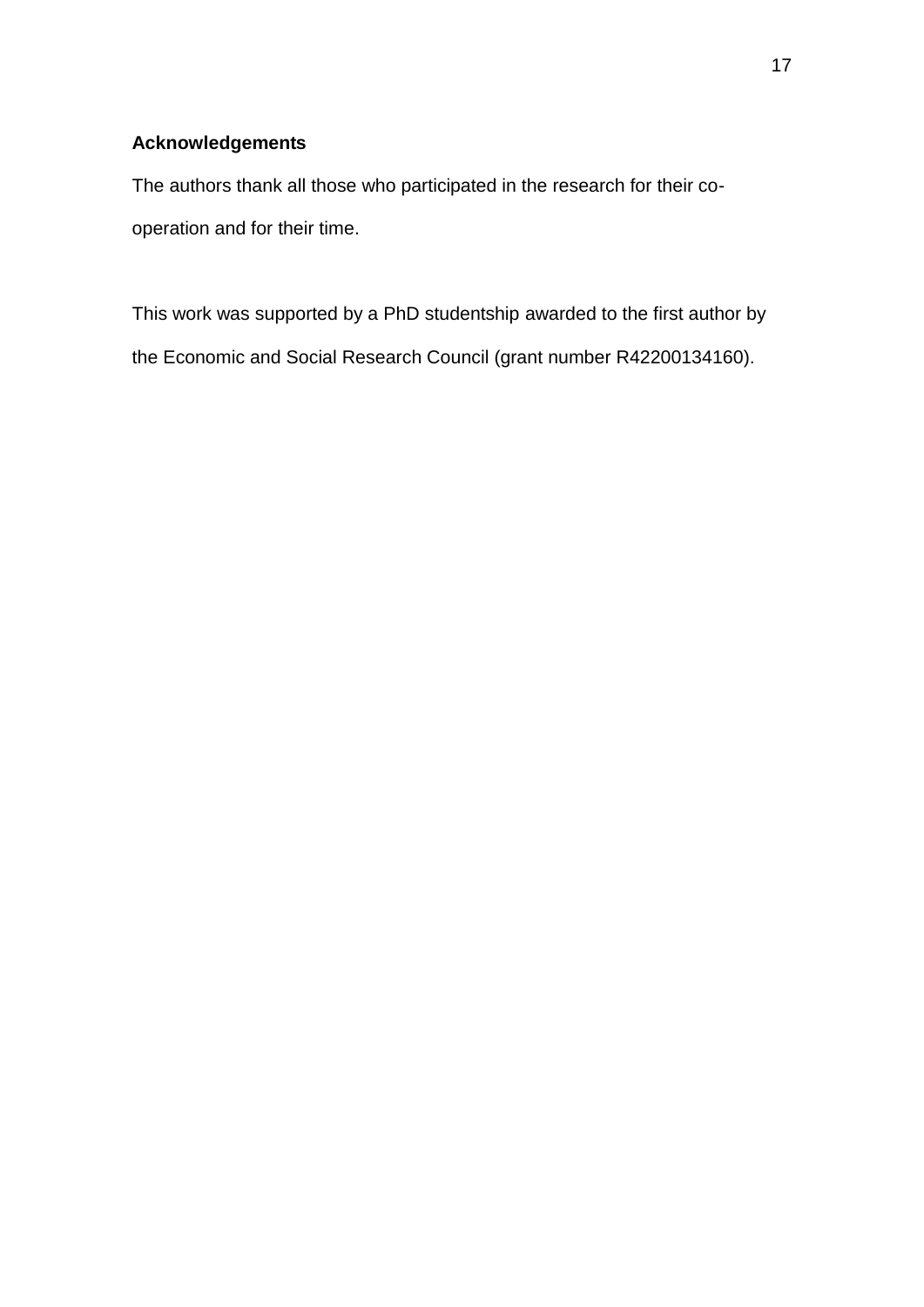**Acknowledgements**

The authors thank all those who participated in the research for their co-operation and for their time.

This work was supported by a PhD studentship awarded to the first author by the Economic and Social Research Council (grant number R42200134160).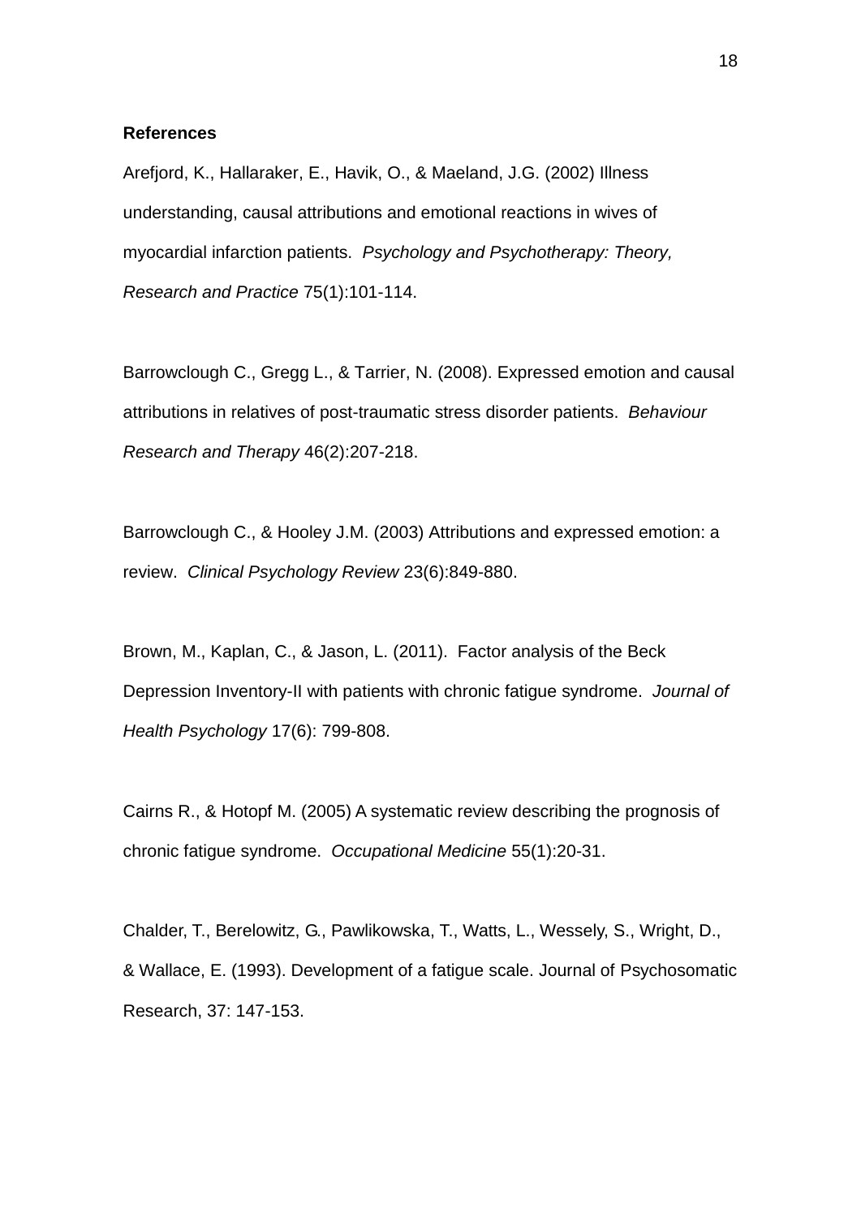**References**

Arefjord, K., Hallaraker, E., Havik, O., & Maeland, J.G. (2002) Illness understanding, causal attributions and emotional reactions in wives of myocardial infarction patients. *Psychology and Psychotherapy: Theory, Research and Practice* 75(1):101-114.

Barrowclough C., Gregg L., & Tarrier, N. (2008). Expressed emotion and causal attributions in relatives of post-traumatic stress disorder patients. *Behaviour Research and Therapy* 46(2):207-218.

Barrowclough C., & Hooley J.M. (2003) Attributions and expressed emotion: a review. *Clinical Psychology Review* 23(6):849-880.

Brown, M., Kaplan, C., & Jason, L. (2011). Factor analysis of the Beck Depression Inventory-II with patients with chronic fatigue syndrome. *Journal of Health Psychology* 17(6): 799-808.

Cairns R., & Hotopf M. (2005) A systematic review describing the prognosis of chronic fatigue syndrome. *Occupational Medicine* 55(1):20-31.

Chalder, T., Berelowitz, G., Pawlikowska, T., Watts, L., Wessely, S., Wright, D., & Wallace, E. (1993). Development of a fatigue scale. Journal of Psychosomatic Research, 37: 147-153.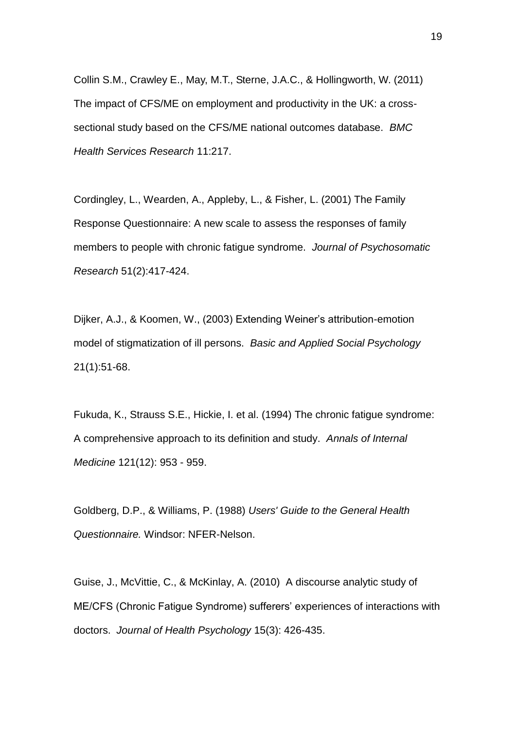Collin S.M., Crawley E., May, M.T., Sterne, J.A.C., & Hollingworth, W. (2011) The impact of CFS/ME on employment and productivity in the UK: a cross-sectional study based on the CFS/ME national outcomes database. *BMC Health Services Research* 11:217.

Cordingley, L., Wearden, A., Appleby, L., & Fisher, L. (2001) The Family Response Questionnaire: A new scale to assess the responses of family members to people with chronic fatigue syndrome. *Journal of Psychosomatic Research* 51(2):417-424.

Dijker, A.J., & Koomen, W., (2003) Extending Weiner's attribution-emotion model of stigmatization of ill persons. *Basic and Applied Social Psychology* 21(1):51-68.

Fukuda, K., Strauss S.E., Hickie, I. et al. (1994) The chronic fatigue syndrome: A comprehensive approach to its definition and study. *Annals of Internal Medicine* 121(12): 953 - 959.

Goldberg, D.P., & Williams, P. (1988) *Users' Guide to the General Health Questionnaire.* Windsor: NFER-Nelson.

Guise, J., McVittie, C., & McKinlay, A. (2010) A discourse analytic study of ME/CFS (Chronic Fatigue Syndrome) sufferers' experiences of interactions with doctors. *Journal of Health Psychology* 15(3): 426-435.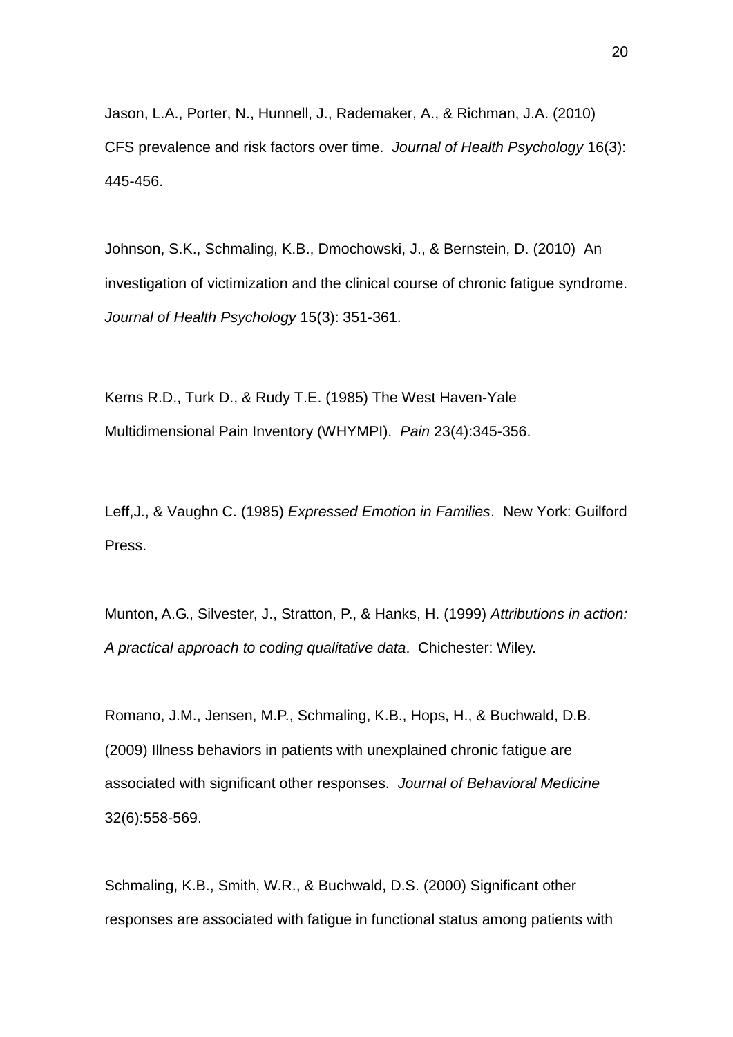Jason, L.A., Porter, N., Hunnell, J., Rademaker, A., & Richman, J.A. (2010) CFS prevalence and risk factors over time. *Journal of Health Psychology* 16(3): 445-456.

Johnson, S.K., Schmaling, K.B., Dmochowski, J., & Bernstein, D. (2010) An investigation of victimization and the clinical course of chronic fatigue syndrome. *Journal of Health Psychology* 15(3): 351-361.

Kerns R.D., Turk D., & Rudy T.E. (1985) The West Haven-Yale Multidimensional Pain Inventory (WHYMPI). *Pain* 23(4):345-356.

Leff,J., & Vaughn C. (1985) *Expressed Emotion in Families*. New York: Guilford Press.

Munton, A.G., Silvester, J., Stratton, P., & Hanks, H. (1999) *Attributions in action: A practical approach to coding qualitative data*. Chichester: Wiley.

Romano, J.M., Jensen, M.P., Schmaling, K.B., Hops, H., & Buchwald, D.B. (2009) Illness behaviors in patients with unexplained chronic fatigue are associated with significant other responses. *Journal of Behavioral Medicine* 32(6):558-569.

Schmaling, K.B., Smith, W.R., & Buchwald, D.S. (2000) Significant other responses are associated with fatigue in functional status among patients with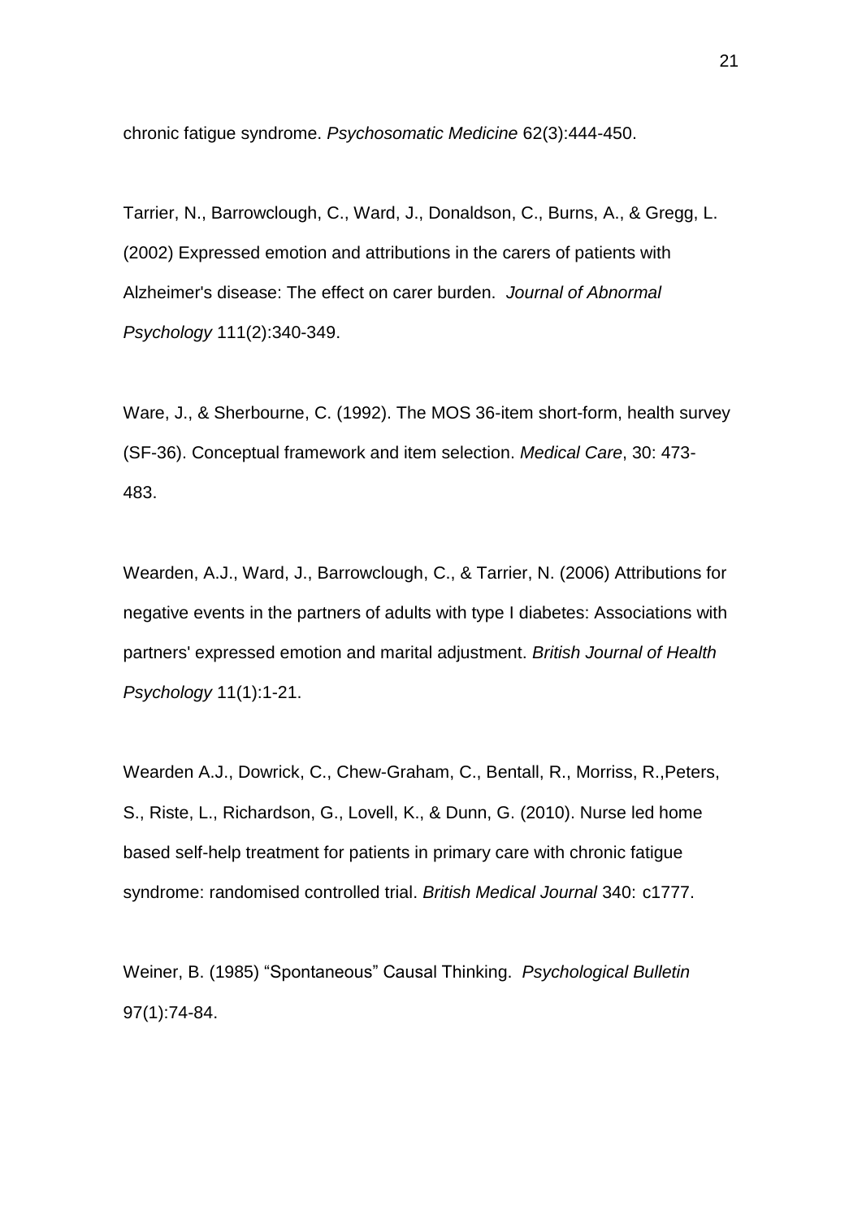chronic fatigue syndrome. *Psychosomatic Medicine* 62(3):444-450.

Tarrier, N., Barrowclough, C., Ward, J., Donaldson, C., Burns, A., & Gregg, L. (2002) Expressed emotion and attributions in the carers of patients with Alzheimer's disease: The effect on carer burden. *Journal of Abnormal Psychology* 111(2):340-349.

Ware, J., & Sherbourne, C. (1992). The MOS 36-item short-form, health survey (SF-36). Conceptual framework and item selection. *Medical Care*, 30: 473-483.

Wearden, A.J., Ward, J., Barrowclough, C., & Tarrier, N. (2006) Attributions for negative events in the partners of adults with type I diabetes: Associations with partners' expressed emotion and marital adjustment. *British Journal of Health Psychology* 11(1):1-21.

Wearden A.J., Dowrick, C., Chew-Graham, C., Bentall, R., Morriss, R.,Peters, S., Riste, L., Richardson, G., Lovell, K., & Dunn, G. (2010). Nurse led home based self-help treatment for patients in primary care with chronic fatigue syndrome: randomised controlled trial. *British Medical Journal* 340: c1777.

Weiner, B. (1985) "Spontaneous" Causal Thinking. *Psychological Bulletin* 97(1):74-84.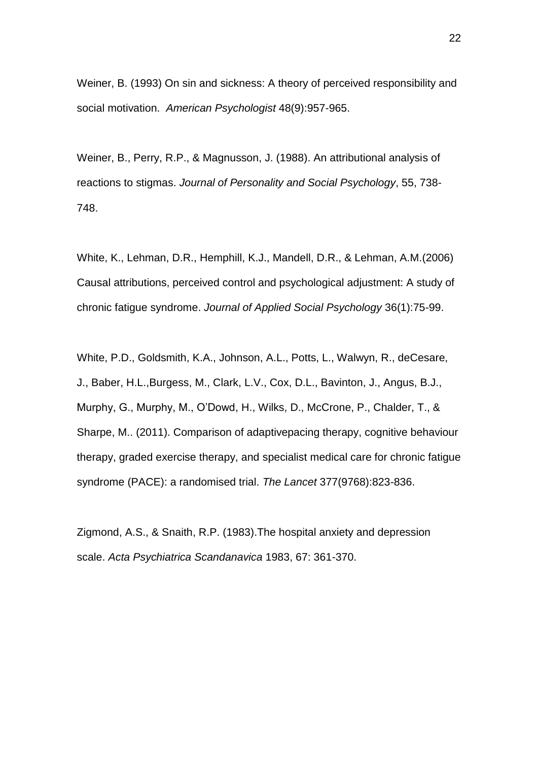Weiner, B. (1993) On sin and sickness: A theory of perceived responsibility and social motivation. *American Psychologist* 48(9):957-965.

Weiner, B., Perry, R.P., & Magnusson, J. (1988). An attributional analysis of reactions to stigmas. *Journal of Personality and Social Psychology*, 55, 738-748.

White, K., Lehman, D.R., Hemphill, K.J., Mandell, D.R., & Lehman, A.M.(2006) Causal attributions, perceived control and psychological adjustment: A study of chronic fatigue syndrome. *Journal of Applied Social Psychology* 36(1):75-99.

White, P.D., Goldsmith, K.A., Johnson, A.L., Potts, L., Walwyn, R., deCesare, J., Baber, H.L.,Burgess, M., Clark, L.V., Cox, D.L., Bavinton, J., Angus, B.J., Murphy, G., Murphy, M., O'Dowd, H., Wilks, D., McCrone, P., Chalder, T., & Sharpe, M.. (2011). Comparison of adaptivepacing therapy, cognitive behaviour therapy, graded exercise therapy, and specialist medical care for chronic fatigue syndrome (PACE): a randomised trial. *The Lancet* 377(9768):823-836.

Zigmond, A.S., & Snaith, R.P. (1983).The hospital anxiety and depression scale. *Acta Psychiatrica Scandanavica* 1983, 67: 361-370.